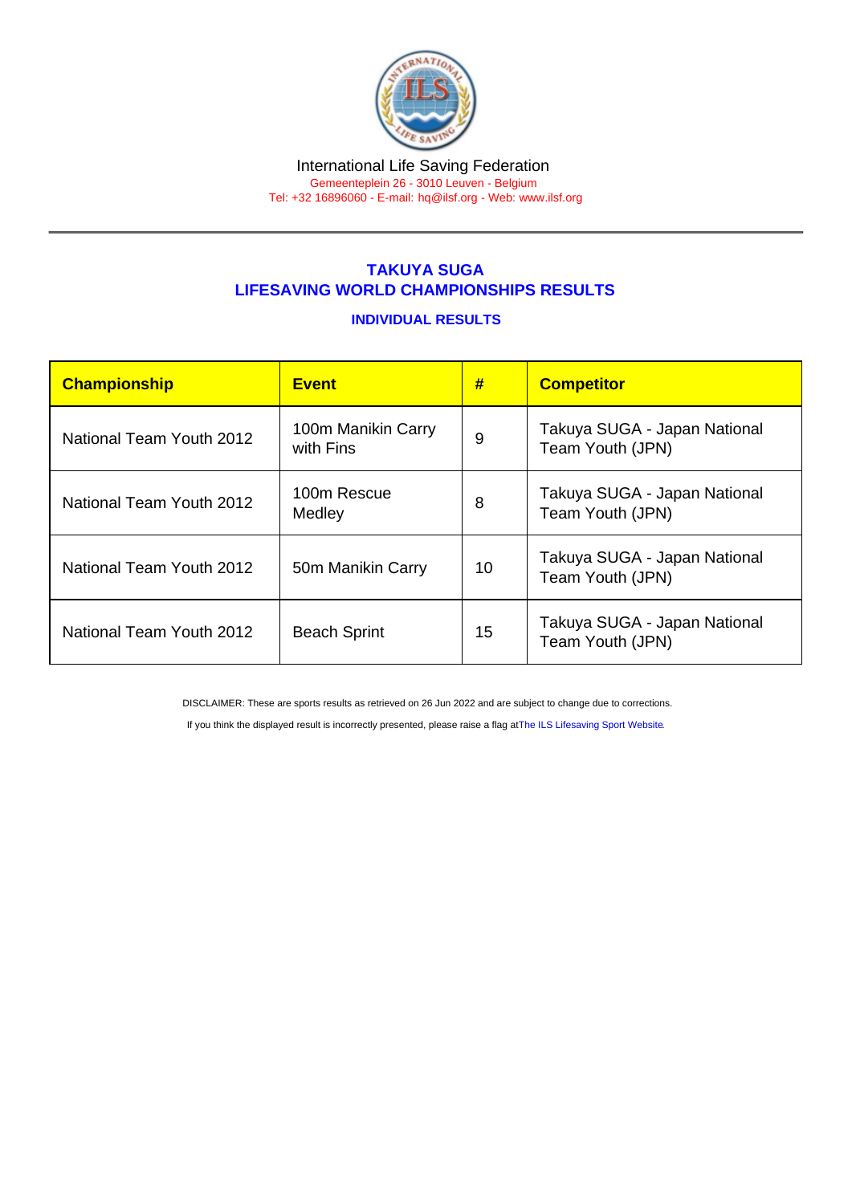International Life Saving Federation
Gemeenteplein 26 - 3010 Leuven - Belgium
Tel: +32 16896060 - E-mail: hq@ilsf.org - Web: www.ilsf.org

## TAKUYA SUGA
## LIFESAVING WORLD CHAMPIONSHIPS RESULTS

### INDIVIDUAL RESULTS

| Championship | Event | # | Competitor |
|---|---|---|---|
| National Team Youth 2012 | 100m Manikin Carry with Fins | 9 | Takuya SUGA - Japan National Team Youth (JPN) |
| National Team Youth 2012 | 100m Rescue Medley | 8 | Takuya SUGA - Japan National Team Youth (JPN) |
| National Team Youth 2012 | 50m Manikin Carry | 10 | Takuya SUGA - Japan National Team Youth (JPN) |
| National Team Youth 2012 | Beach Sprint | 15 | Takuya SUGA - Japan National Team Youth (JPN) |

DISCLAIMER: These are sports results as retrieved on 26 Jun 2022 and are subject to change due to corrections.

If you think the displayed result is incorrectly presented, please raise a flag at The ILS Lifesaving Sport Website.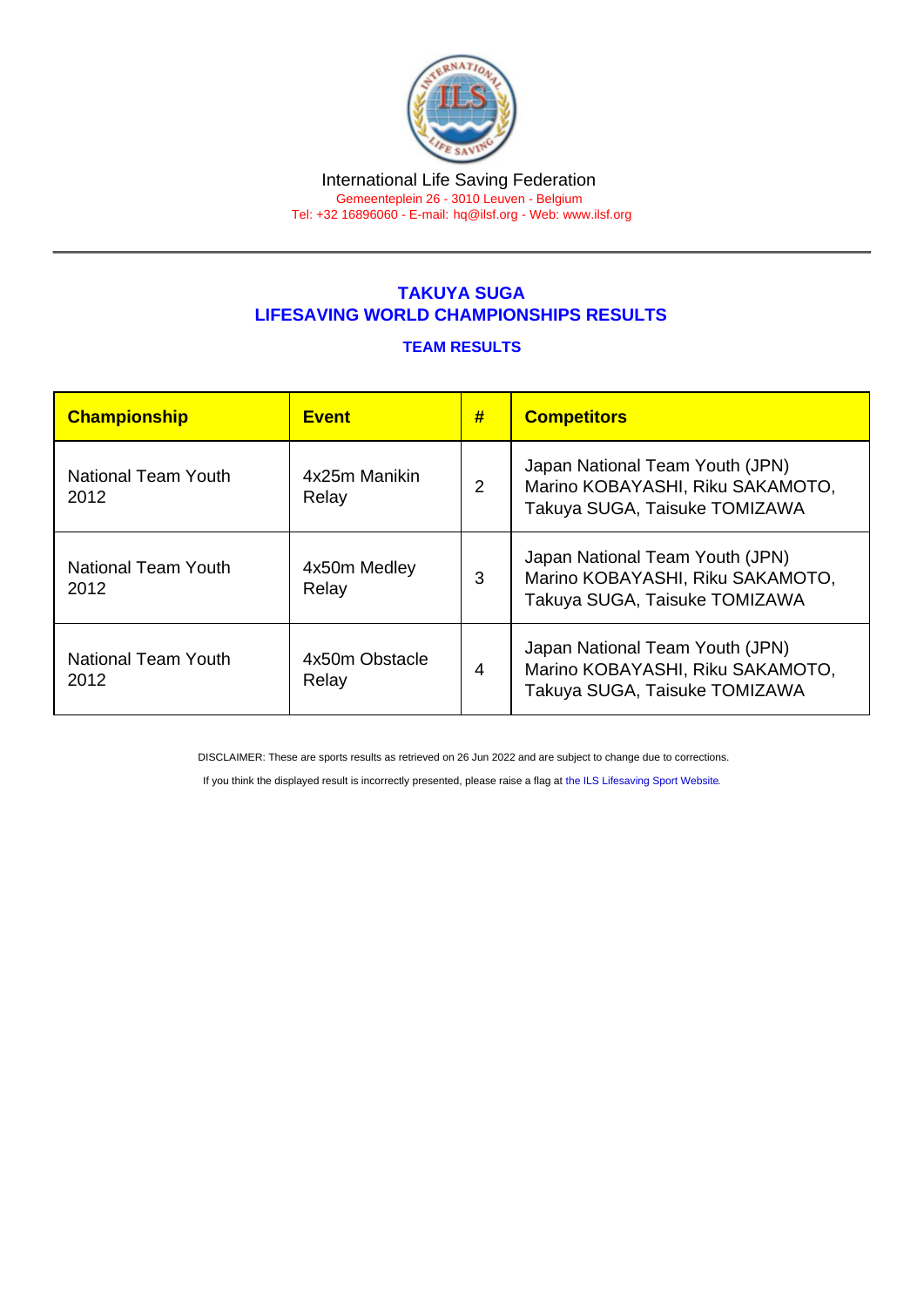International Life Saving Federation
Gemeenteplein 26 - 3010 Leuven - Belgium
Tel: +32 16896060 - E-mail: hq@ilsf.org - Web: www.ilsf.org

## TAKUYA SUGA
## LIFESAVING WORLD CHAMPIONSHIPS RESULTS

### TEAM RESULTS

| Championship | Event | # | Competitors |
|---|---|---|---|
| National Team Youth 2012 | 4x25m Manikin Relay | 2 | Japan National Team Youth (JPN) Marino KOBAYASHI, Riku SAKAMOTO, Takuya SUGA, Taisuke TOMIZAWA |
| National Team Youth 2012 | 4x50m Medley Relay | 3 | Japan National Team Youth (JPN) Marino KOBAYASHI, Riku SAKAMOTO, Takuya SUGA, Taisuke TOMIZAWA |
| National Team Youth 2012 | 4x50m Obstacle Relay | 4 | Japan National Team Youth (JPN) Marino KOBAYASHI, Riku SAKAMOTO, Takuya SUGA, Taisuke TOMIZAWA |

DISCLAIMER: These are sports results as retrieved on 26 Jun 2022 and are subject to change due to corrections.

If you think the displayed result is incorrectly presented, please raise a flag at the ILS Lifesaving Sport Website.